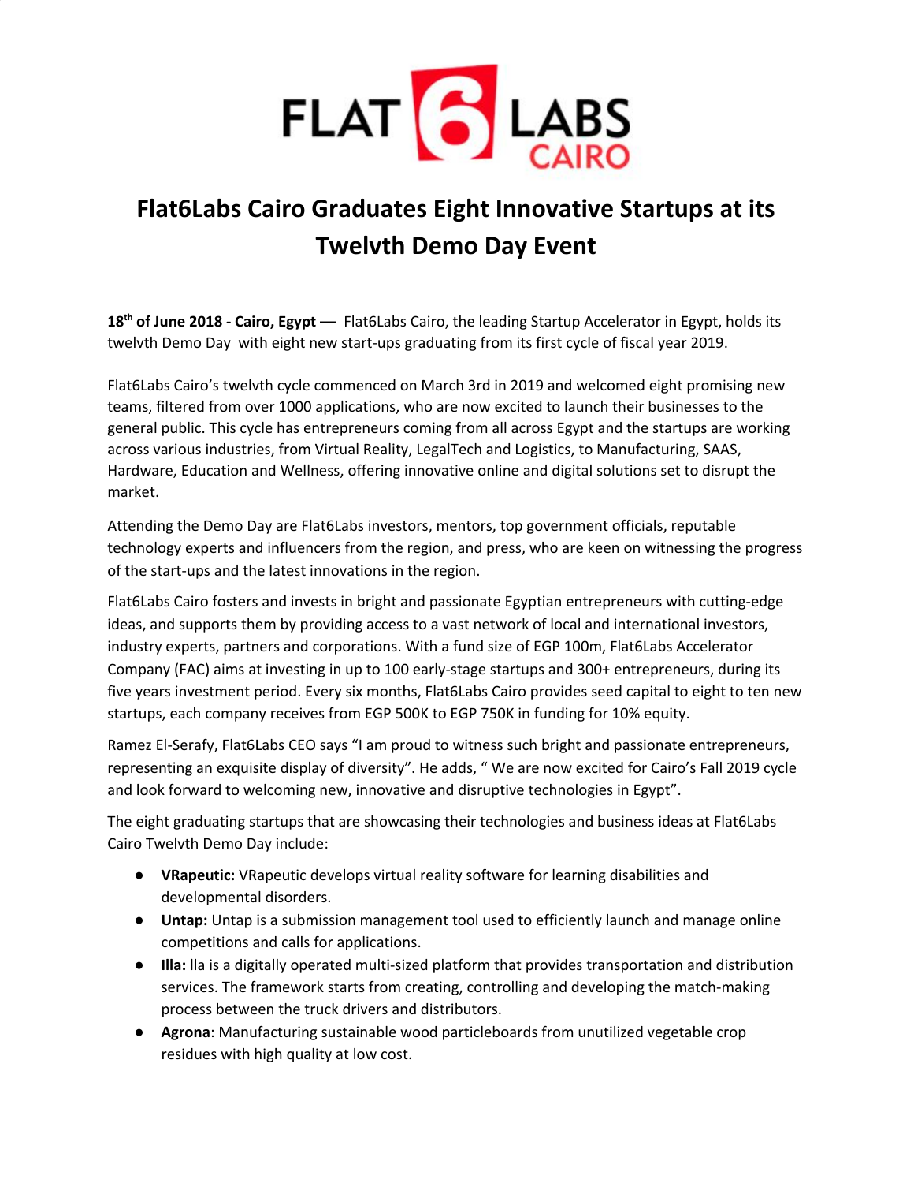# Flat6Labs Cairo Graduates Eight Innovative Startups at its Twelvth Demo Day Event

**18th of June 2018 - Cairo, Egypt —** Flat6Labs Cairo, the leading Startup Accelerator in Egypt, holds its twelvth Demo Day with eight new start-ups graduating from its first cycle of fiscal year 2019.

Flat6Labs Cairo's twelvth cycle commenced on March 3rd in 2019 and welcomed eight promising new teams, filtered from over 1000 applications, who are now excited to launch their businesses to the general public. This cycle has entrepreneurs coming from all across Egypt and the startups are working across various industries, from Virtual Reality, LegalTech and Logistics, to Manufacturing, SAAS, Hardware, Education and Wellness, offering innovative online and digital solutions set to disrupt the market.

Attending the Demo Day are Flat6Labs investors, mentors, top government officials, reputable technology experts and influencers from the region, and press, who are keen on witnessing the progress of the start-ups and the latest innovations in the region.

Flat6Labs Cairo fosters and invests in bright and passionate Egyptian entrepreneurs with cutting-edge ideas, and supports them by providing access to a vast network of local and international investors, industry experts, partners and corporations. With a fund size of EGP 100m, Flat6Labs Accelerator Company (FAC) aims at investing in up to 100 early-stage startups and 300+ entrepreneurs, during its five years investment period. Every six months, Flat6Labs Cairo provides seed capital to eight to ten new startups, each company receives from EGP 500K to EGP 750K in funding for 10% equity.

Ramez El-Serafy, Flat6Labs CEO says "I am proud to witness such bright and passionate entrepreneurs, representing an exquisite display of diversity". He adds, " We are now excited for Cairo's Fall 2019 cycle and look forward to welcoming new, innovative and disruptive technologies in Egypt".

The eight graduating startups that are showcasing their technologies and business ideas at Flat6Labs Cairo Twelvth Demo Day include:

- **VRapeutic:** VRapeutic develops virtual reality software for learning disabilities and developmental disorders.
- **Untap:** Untap is a submission management tool used to efficiently launch and manage online competitions and calls for applications.
- **Illa:** lla is a digitally operated multi-sized platform that provides transportation and distribution services. The framework starts from creating, controlling and developing the match-making process between the truck drivers and distributors.
- **Agrona**: Manufacturing sustainable wood particleboards from unutilized vegetable crop residues with high quality at low cost.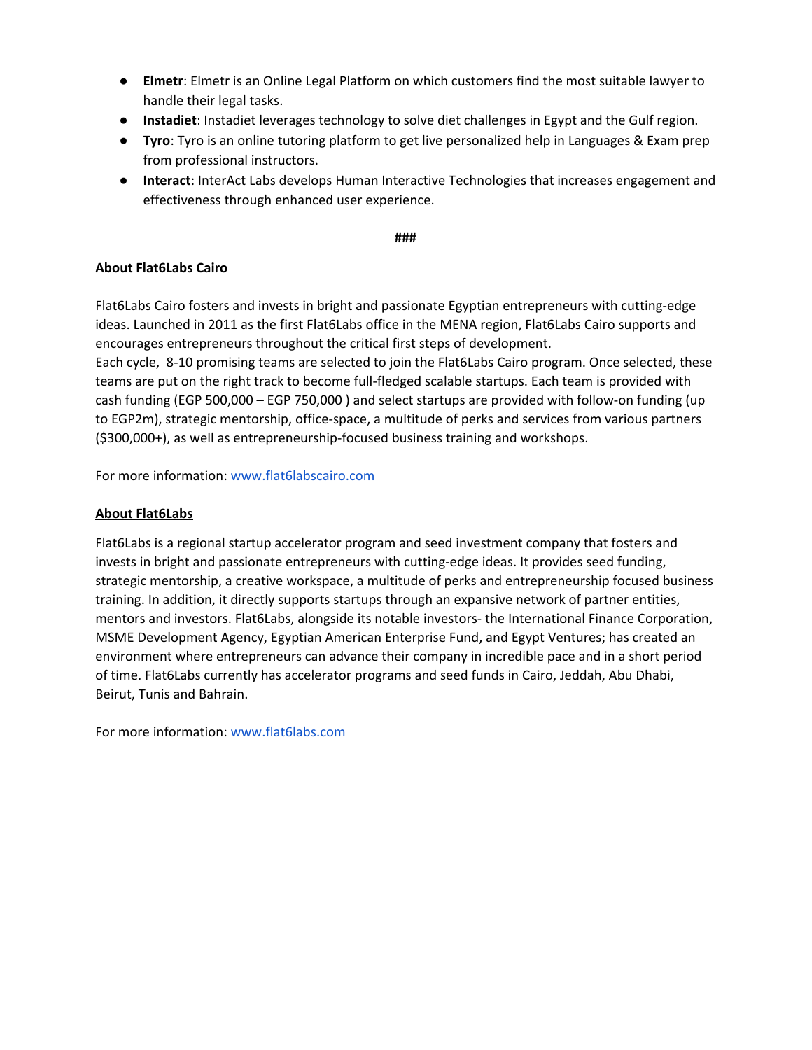- **Elmetr**: Elmetr is an Online Legal Platform on which customers find the most suitable lawyer to handle their legal tasks.
- **Instadiet**: Instadiet leverages technology to solve diet challenges in Egypt and the Gulf region.
- **Tyro**: Tyro is an online tutoring platform to get live personalized help in Languages & Exam prep from professional instructors.
- **Interact**: InterAct Labs develops Human Interactive Technologies that increases engagement and effectiveness through enhanced user experience.

**###**

**<u>About Flat6Labs Cairo</u>**

Flat6Labs Cairo fosters and invests in bright and passionate Egyptian entrepreneurs with cutting-edge ideas. Launched in 2011 as the first Flat6Labs office in the MENA region, Flat6Labs Cairo supports and encourages entrepreneurs throughout the critical first steps of development.
Each cycle, 8-10 promising teams are selected to join the Flat6Labs Cairo program. Once selected, these teams are put on the right track to become full-fledged scalable startups. Each team is provided with cash funding (EGP 500,000 – EGP 750,000 ) and select startups are provided with follow-on funding (up to EGP2m), strategic mentorship, office-space, a multitude of perks and services from various partners ($300,000+), as well as entrepreneurship-focused business training and workshops.

For more information: [www.flat6labscairo.com](http://www.flat6labscairo.com)

**<u>About Flat6Labs</u>**

Flat6Labs is a regional startup accelerator program and seed investment company that fosters and invests in bright and passionate entrepreneurs with cutting-edge ideas. It provides seed funding, strategic mentorship, a creative workspace, a multitude of perks and entrepreneurship focused business training. In addition, it directly supports startups through an expansive network of partner entities, mentors and investors. Flat6Labs, alongside its notable investors- the International Finance Corporation, MSME Development Agency, Egyptian American Enterprise Fund, and Egypt Ventures; has created an environment where entrepreneurs can advance their company in incredible pace and in a short period of time. Flat6Labs currently has accelerator programs and seed funds in Cairo, Jeddah, Abu Dhabi, Beirut, Tunis and Bahrain.

For more information: [www.flat6labs.com](http://www.flat6labs.com)